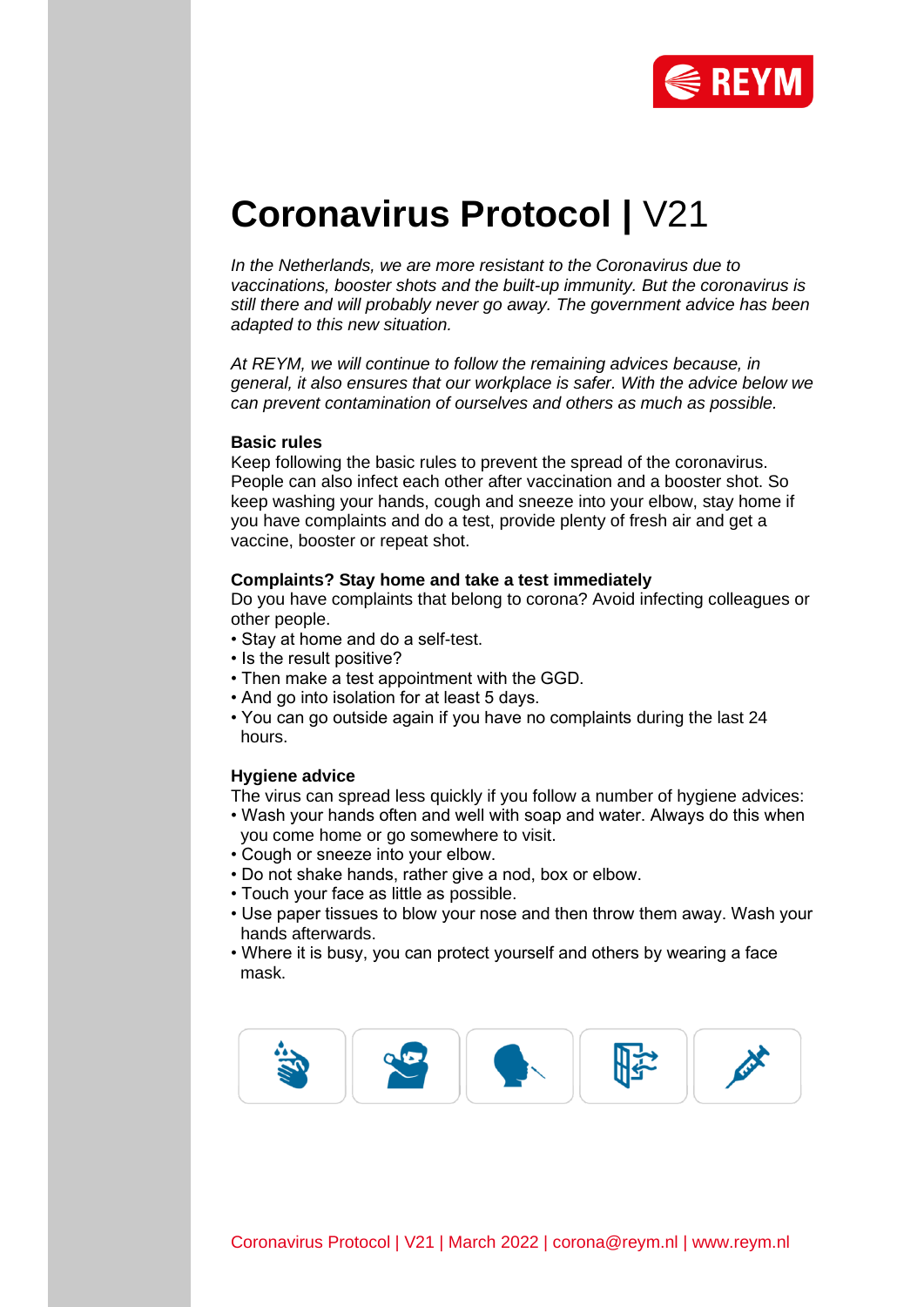# Coronavirus Protocol | V21

*In the Netherlands, we are more resistant to the Coronavirus due to vaccinations, booster shots and the built-up immunity. But the coronavirus is still there and will probably never go away. The government advice has been adapted to this new situation.*

*At REYM, we will continue to follow the remaining advices because, in general, it also ensures that our workplace is safer. With the advice below we can prevent contamination of ourselves and others as much as possible.*

**Basic rules**

Keep following the basic rules to prevent the spread of the coronavirus. People can also infect each other after vaccination and a booster shot. So keep washing your hands, cough and sneeze into your elbow, stay home if you have complaints and do a test, provide plenty of fresh air and get a vaccine, booster or repeat shot.

**Complaints? Stay home and take a test immediately**

Do you have complaints that belong to corona? Avoid infecting colleagues or other people.

- Stay at home and do a self-test.
- Is the result positive?
- Then make a test appointment with the GGD.
- And go into isolation for at least 5 days.
- You can go outside again if you have no complaints during the last 24 hours.

**Hygiene advice**

The virus can spread less quickly if you follow a number of hygiene advices:

- Wash your hands often and well with soap and water. Always do this when you come home or go somewhere to visit.
- Cough or sneeze into your elbow.
- Do not shake hands, rather give a nod, box or elbow.
- Touch your face as little as possible.
- Use paper tissues to blow your nose and then throw them away. Wash your hands afterwards.
- Where it is busy, you can protect yourself and others by wearing a face mask.

Coronavirus Protocol | V21 | March 2022 | corona@reym.nl | www.reym.nl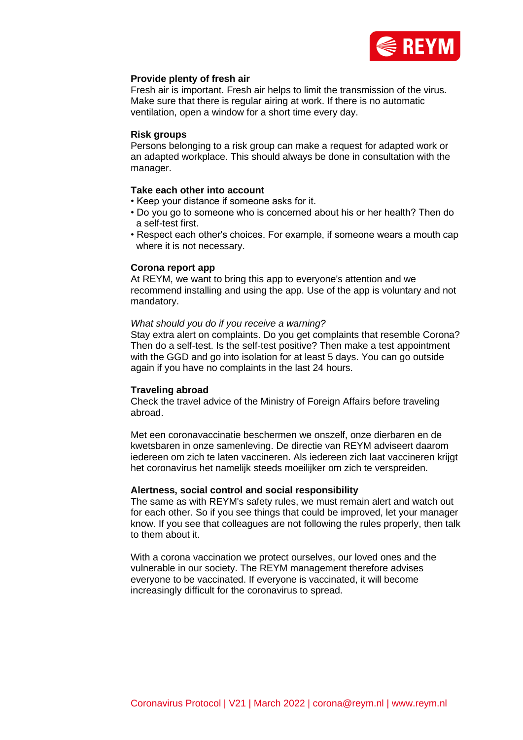**Provide plenty of fresh air**
Fresh air is important. Fresh air helps to limit the transmission of the virus. Make sure that there is regular airing at work. If there is no automatic ventilation, open a window for a short time every day.

**Risk groups**
Persons belonging to a risk group can make a request for adapted work or an adapted workplace. This should always be done in consultation with the manager.

**Take each other into account**

- Keep your distance if someone asks for it.
- Do you go to someone who is concerned about his or her health? Then do a self-test first.
- Respect each other's choices. For example, if someone wears a mouth cap where it is not necessary.

**Corona report app**
At REYM, we want to bring this app to everyone's attention and we recommend installing and using the app. Use of the app is voluntary and not mandatory.

*What should you do if you receive a warning?*
Stay extra alert on complaints. Do you get complaints that resemble Corona? Then do a self-test. Is the self-test positive? Then make a test appointment with the GGD and go into isolation for at least 5 days. You can go outside again if you have no complaints in the last 24 hours.

**Traveling abroad**
Check the travel advice of the Ministry of Foreign Affairs before traveling abroad.

Met een coronavaccinatie beschermen we onszelf, onze dierbaren en de kwetsbaren in onze samenleving. De directie van REYM adviseert daarom iedereen om zich te laten vaccineren. Als iedereen zich laat vaccineren krijgt het coronavirus het namelijk steeds moeilijker om zich te verspreiden.

**Alertness, social control and social responsibility**
The same as with REYM's safety rules, we must remain alert and watch out for each other. So if you see things that could be improved, let your manager know. If you see that colleagues are not following the rules properly, then talk to them about it.

With a corona vaccination we protect ourselves, our loved ones and the vulnerable in our society. The REYM management therefore advises everyone to be vaccinated. If everyone is vaccinated, it will become increasingly difficult for the coronavirus to spread.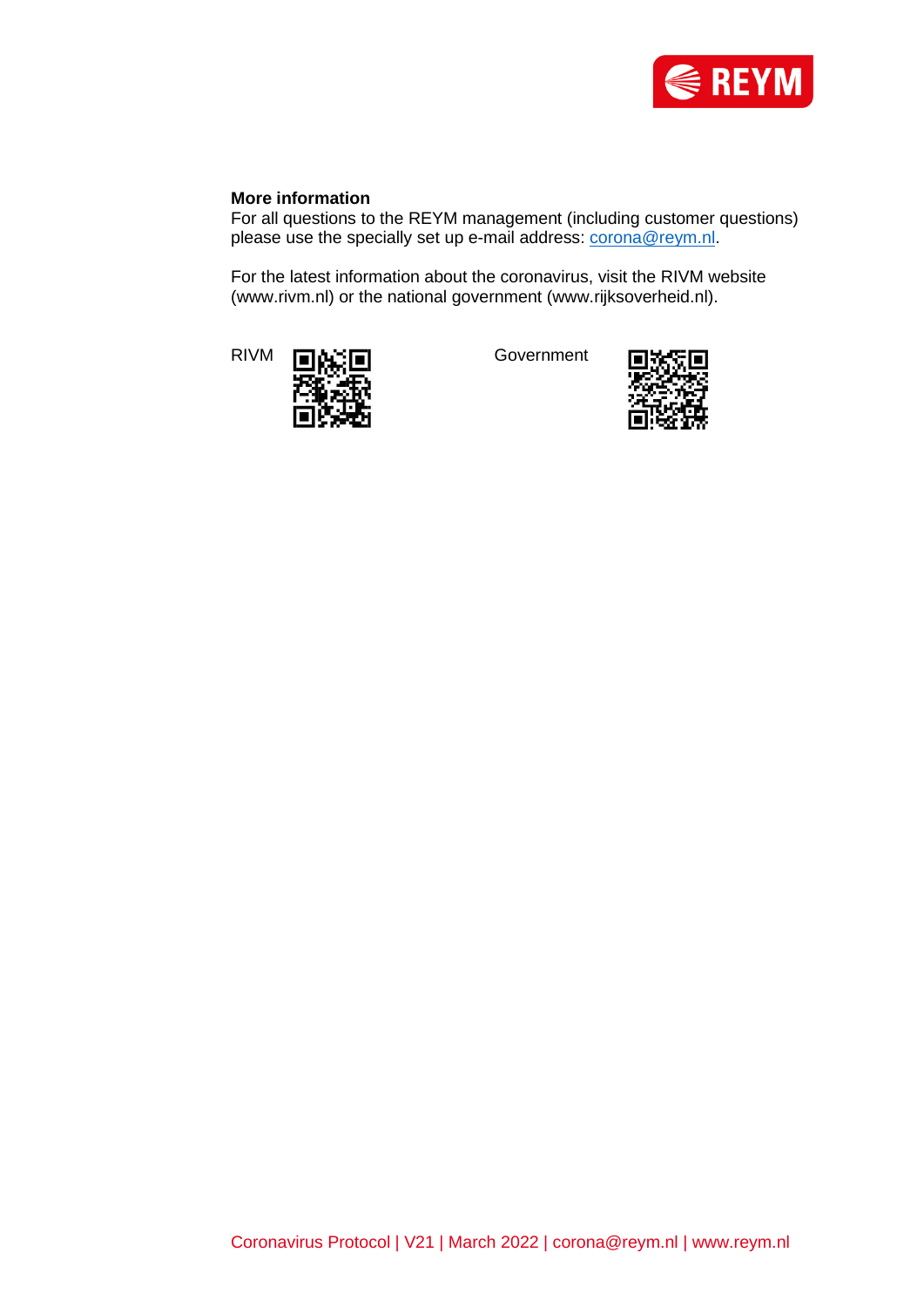**More information**
For all questions to the REYM management (including customer questions) please use the specially set up e-mail address: corona@reym.nl.

For the latest information about the coronavirus, visit the RIVM website (www.rivm.nl) or the national government (www.rijksoverheid.nl).

RIVM

Government